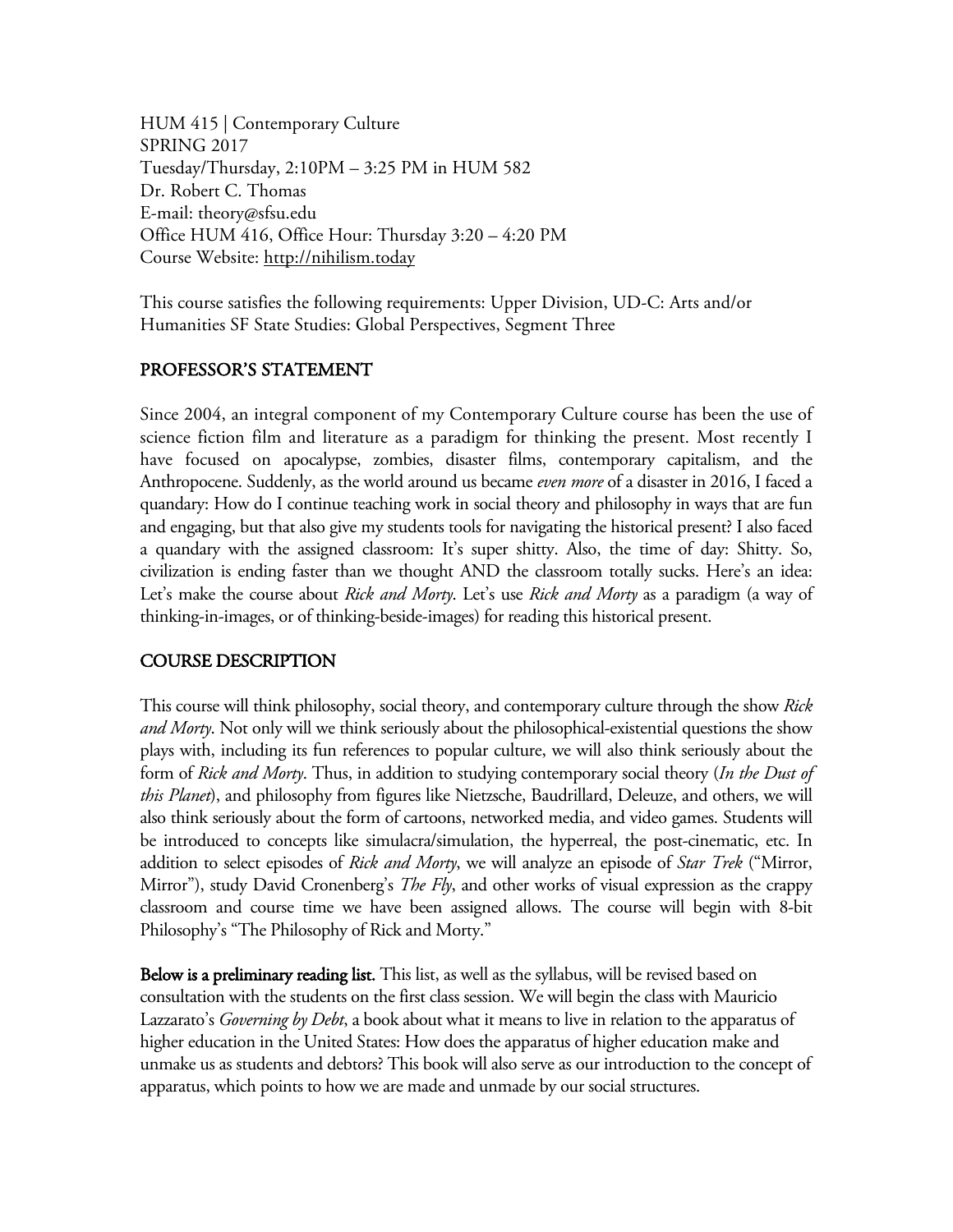HUM 415 | Contemporary Culture
SPRING 2017
Tuesday/Thursday, 2:10PM – 3:25 PM in HUM 582
Dr. Robert C. Thomas
E-mail: theory@sfsu.edu
Office HUM 416, Office Hour: Thursday 3:20 – 4:20 PM
Course Website: http://nihilism.today

This course satisfies the following requirements: Upper Division, UD-C: Arts and/or Humanities SF State Studies: Global Perspectives, Segment Three

## PROFESSOR'S STATEMENT

Since 2004, an integral component of my Contemporary Culture course has been the use of science fiction film and literature as a paradigm for thinking the present. Most recently I have focused on apocalypse, zombies, disaster films, contemporary capitalism, and the Anthropocene. Suddenly, as the world around us became *even more* of a disaster in 2016, I faced a quandary: How do I continue teaching work in social theory and philosophy in ways that are fun and engaging, but that also give my students tools for navigating the historical present? I also faced a quandary with the assigned classroom: It's super shitty. Also, the time of day: Shitty. So, civilization is ending faster than we thought AND the classroom totally sucks. Here's an idea: Let's make the course about *Rick and Morty*. Let's use *Rick and Morty* as a paradigm (a way of thinking-in-images, or of thinking-beside-images) for reading this historical present.

## COURSE DESCRIPTION

This course will think philosophy, social theory, and contemporary culture through the show *Rick and Morty*. Not only will we think seriously about the philosophical-existential questions the show plays with, including its fun references to popular culture, we will also think seriously about the form of *Rick and Morty*. Thus, in addition to studying contemporary social theory (*In the Dust of this Planet*), and philosophy from figures like Nietzsche, Baudrillard, Deleuze, and others, we will also think seriously about the form of cartoons, networked media, and video games. Students will be introduced to concepts like simulacra/simulation, the hyperreal, the post-cinematic, etc. In addition to select episodes of *Rick and Morty*, we will analyze an episode of *Star Trek* ("Mirror, Mirror"), study David Cronenberg's *The Fly*, and other works of visual expression as the crappy classroom and course time we have been assigned allows. The course will begin with 8-bit Philosophy's "The Philosophy of Rick and Morty."

**Below is a preliminary reading list.** This list, as well as the syllabus, will be revised based on consultation with the students on the first class session. We will begin the class with Mauricio Lazzarato's *Governing by Debt*, a book about what it means to live in relation to the apparatus of higher education in the United States: How does the apparatus of higher education make and unmake us as students and debtors? This book will also serve as our introduction to the concept of apparatus, which points to how we are made and unmade by our social structures.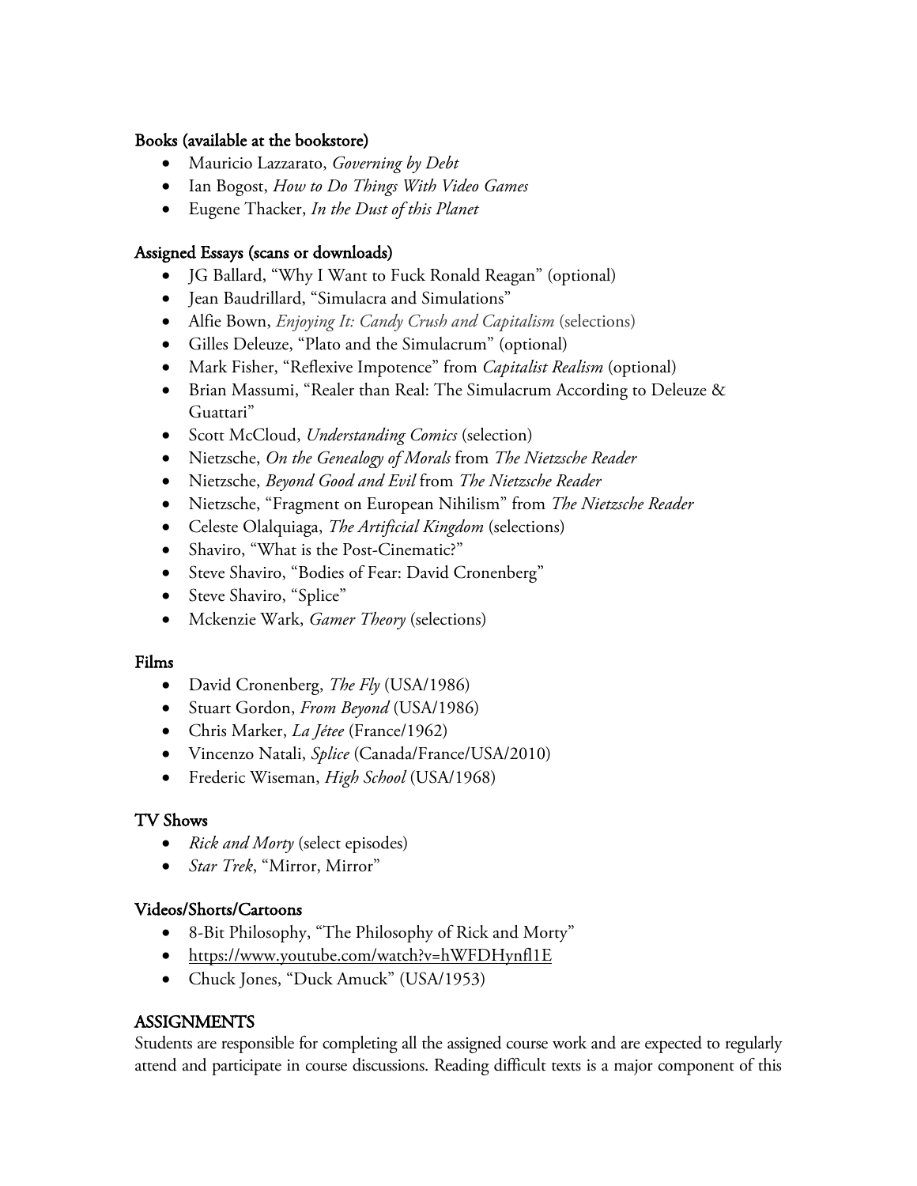### Books (available at the bookstore)

- Mauricio Lazzarato, *Governing by Debt*
- Ian Bogost, *How to Do Things With Video Games*
- Eugene Thacker, *In the Dust of this Planet*

### Assigned Essays (scans or downloads)

- JG Ballard, "Why I Want to Fuck Ronald Reagan" (optional)
- Jean Baudrillard, "Simulacra and Simulations"
- Alfie Bown, *Enjoying It: Candy Crush and Capitalism* (selections)
- Gilles Deleuze, "Plato and the Simulacrum" (optional)
- Mark Fisher, "Reflexive Impotence" from *Capitalist Realism* (optional)
- Brian Massumi, "Realer than Real: The Simulacrum According to Deleuze & Guattari"
- Scott McCloud, *Understanding Comics* (selection)
- Nietzsche, *On the Genealogy of Morals* from *The Nietzsche Reader*
- Nietzsche, *Beyond Good and Evil* from *The Nietzsche Reader*
- Nietzsche, "Fragment on European Nihilism" from *The Nietzsche Reader*
- Celeste Olalquiaga, *The Artificial Kingdom* (selections)
- Shaviro, "What is the Post-Cinematic?"
- Steve Shaviro, "Bodies of Fear: David Cronenberg"
- Steve Shaviro, "Splice"
- Mckenzie Wark, *Gamer Theory* (selections)

### Films

- David Cronenberg, *The Fly* (USA/1986)
- Stuart Gordon, *From Beyond* (USA/1986)
- Chris Marker, *La Jétee* (France/1962)
- Vincenzo Natali, *Splice* (Canada/France/USA/2010)
- Frederic Wiseman, *High School* (USA/1968)

### TV Shows

- *Rick and Morty* (select episodes)
- *Star Trek*, "Mirror, Mirror"

### Videos/Shorts/Cartoons

- 8-Bit Philosophy, "The Philosophy of Rick and Morty"
- https://www.youtube.com/watch?v=hWFDHynfl1E
- Chuck Jones, "Duck Amuck" (USA/1953)

## ASSIGNMENTS

Students are responsible for completing all the assigned course work and are expected to regularly attend and participate in course discussions. Reading difficult texts is a major component of this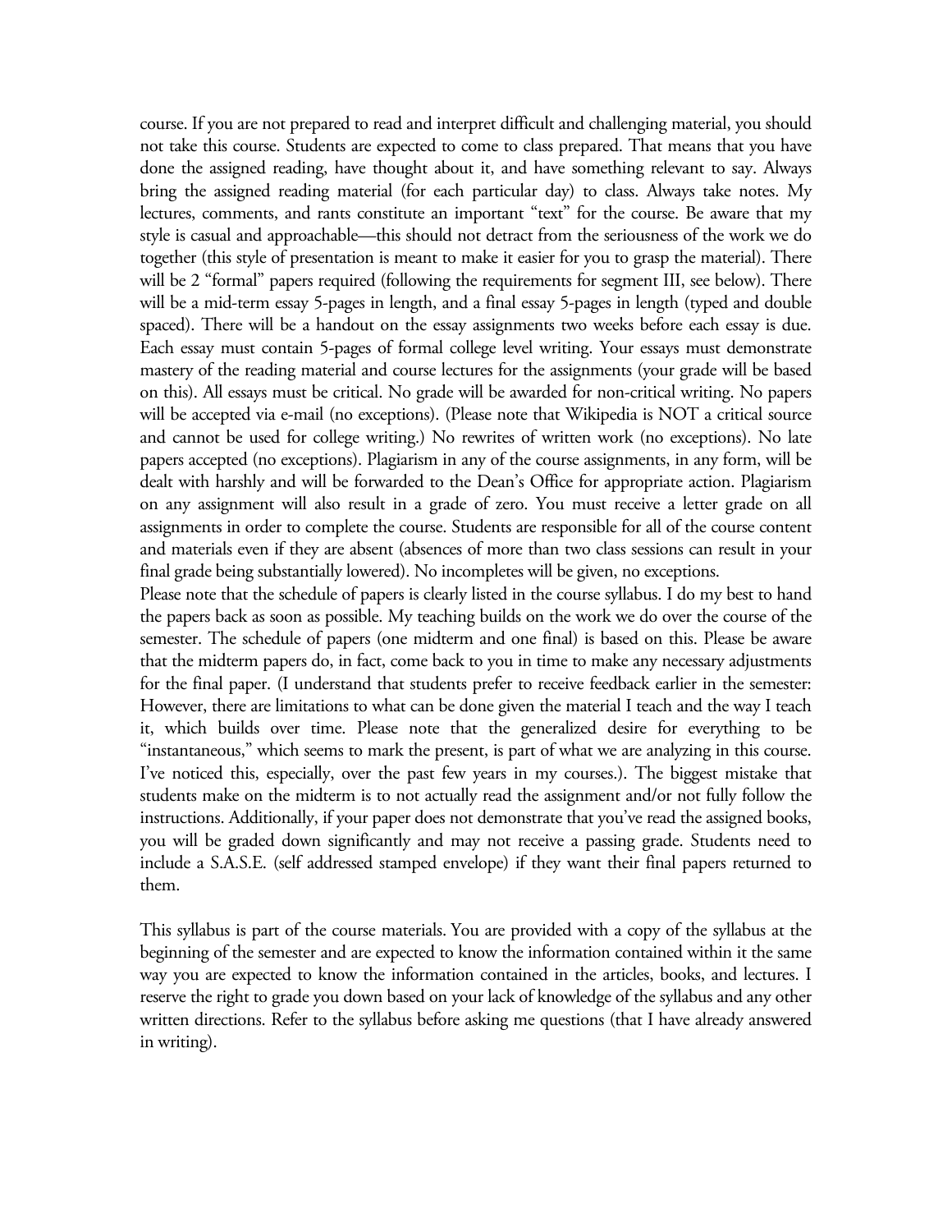course. If you are not prepared to read and interpret difficult and challenging material, you should not take this course. Students are expected to come to class prepared. That means that you have done the assigned reading, have thought about it, and have something relevant to say. Always bring the assigned reading material (for each particular day) to class. Always take notes. My lectures, comments, and rants constitute an important "text" for the course. Be aware that my style is casual and approachable—this should not detract from the seriousness of the work we do together (this style of presentation is meant to make it easier for you to grasp the material). There will be 2 "formal" papers required (following the requirements for segment III, see below). There will be a mid-term essay 5-pages in length, and a final essay 5-pages in length (typed and double spaced). There will be a handout on the essay assignments two weeks before each essay is due. Each essay must contain 5-pages of formal college level writing. Your essays must demonstrate mastery of the reading material and course lectures for the assignments (your grade will be based on this). All essays must be critical. No grade will be awarded for non-critical writing. No papers will be accepted via e-mail (no exceptions). (Please note that Wikipedia is NOT a critical source and cannot be used for college writing.) No rewrites of written work (no exceptions). No late papers accepted (no exceptions). Plagiarism in any of the course assignments, in any form, will be dealt with harshly and will be forwarded to the Dean's Office for appropriate action. Plagiarism on any assignment will also result in a grade of zero. You must receive a letter grade on all assignments in order to complete the course. Students are responsible for all of the course content and materials even if they are absent (absences of more than two class sessions can result in your final grade being substantially lowered). No incompletes will be given, no exceptions.

Please note that the schedule of papers is clearly listed in the course syllabus. I do my best to hand the papers back as soon as possible. My teaching builds on the work we do over the course of the semester. The schedule of papers (one midterm and one final) is based on this. Please be aware that the midterm papers do, in fact, come back to you in time to make any necessary adjustments for the final paper. (I understand that students prefer to receive feedback earlier in the semester: However, there are limitations to what can be done given the material I teach and the way I teach it, which builds over time. Please note that the generalized desire for everything to be "instantaneous," which seems to mark the present, is part of what we are analyzing in this course. I've noticed this, especially, over the past few years in my courses.). The biggest mistake that students make on the midterm is to not actually read the assignment and/or not fully follow the instructions. Additionally, if your paper does not demonstrate that you've read the assigned books, you will be graded down significantly and may not receive a passing grade. Students need to include a S.A.S.E. (self addressed stamped envelope) if they want their final papers returned to them.

This syllabus is part of the course materials. You are provided with a copy of the syllabus at the beginning of the semester and are expected to know the information contained within it the same way you are expected to know the information contained in the articles, books, and lectures. I reserve the right to grade you down based on your lack of knowledge of the syllabus and any other written directions. Refer to the syllabus before asking me questions (that I have already answered in writing).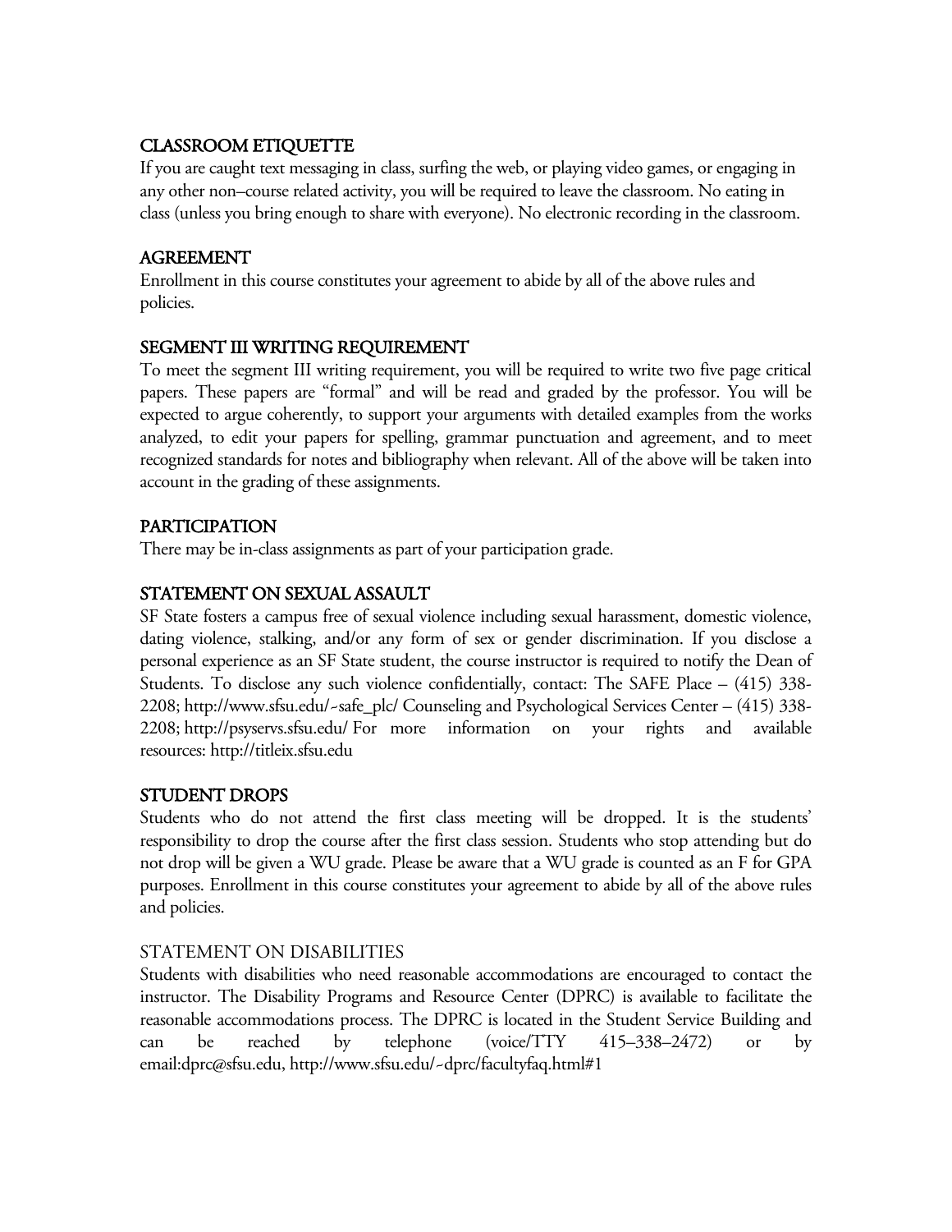## CLASSROOM ETIQUETTE

If you are caught text messaging in class, surfing the web, or playing video games, or engaging in any other non–course related activity, you will be required to leave the classroom. No eating in class (unless you bring enough to share with everyone). No electronic recording in the classroom.

## AGREEMENT

Enrollment in this course constitutes your agreement to abide by all of the above rules and policies.

## SEGMENT III WRITING REQUIREMENT

To meet the segment III writing requirement, you will be required to write two five page critical papers. These papers are "formal" and will be read and graded by the professor. You will be expected to argue coherently, to support your arguments with detailed examples from the works analyzed, to edit your papers for spelling, grammar punctuation and agreement, and to meet recognized standards for notes and bibliography when relevant. All of the above will be taken into account in the grading of these assignments.

## PARTICIPATION

There may be in-class assignments as part of your participation grade.

## STATEMENT ON SEXUAL ASSAULT

SF State fosters a campus free of sexual violence including sexual harassment, domestic violence, dating violence, stalking, and/or any form of sex or gender discrimination. If you disclose a personal experience as an SF State student, the course instructor is required to notify the Dean of Students. To disclose any such violence confidentially, contact: The SAFE Place – (415) 338-2208; http://www.sfsu.edu/~safe_plc/ Counseling and Psychological Services Center – (415) 338-2208; http://psyservs.sfsu.edu/ For more information on your rights and available resources: http://titleix.sfsu.edu

## STUDENT DROPS

Students who do not attend the first class meeting will be dropped. It is the students' responsibility to drop the course after the first class session. Students who stop attending but do not drop will be given a WU grade. Please be aware that a WU grade is counted as an F for GPA purposes. Enrollment in this course constitutes your agreement to abide by all of the above rules and policies.

## STATEMENT ON DISABILITIES

Students with disabilities who need reasonable accommodations are encouraged to contact the instructor. The Disability Programs and Resource Center (DPRC) is available to facilitate the reasonable accommodations process. The DPRC is located in the Student Service Building and can be reached by telephone (voice/TTY 415–338–2472) or by email:dprc@sfsu.edu, http://www.sfsu.edu/~dprc/facultyfaq.html#1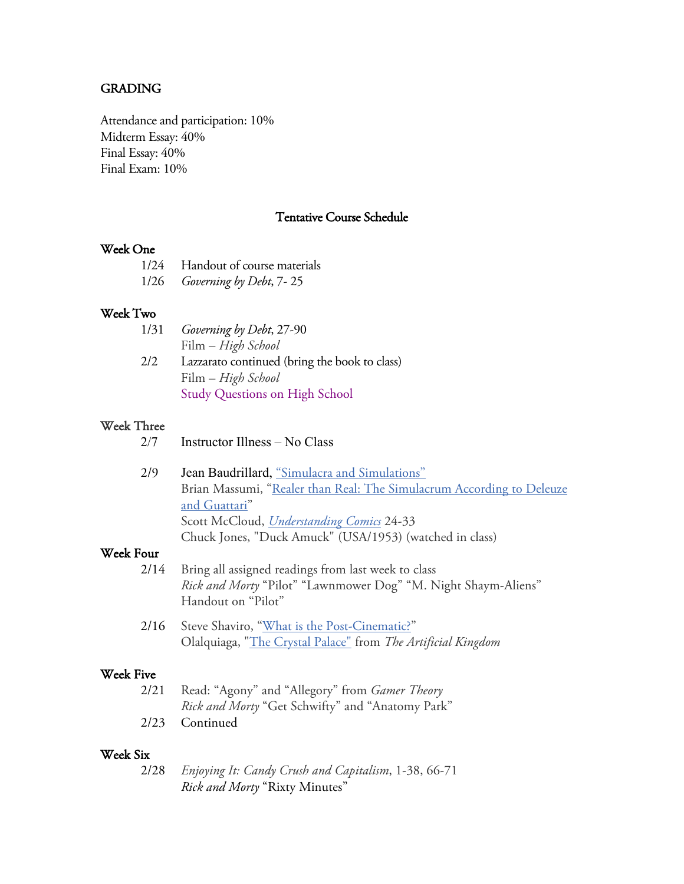## GRADING

Attendance and participation: 10%
Midterm Essay: 40%
Final Essay: 40%
Final Exam: 10%

## Tentative Course Schedule

### Week One

1/24 Handout of course materials
1/26 *Governing by Debt*, 7- 25

### Week Two

1/31 *Governing by Debt*, 27-90
Film – *High School*
2/2 Lazzarato continued (bring the book to class)
Film – *High School*
Study Questions on High School

### Week Three

2/7 Instructor Illness – No Class

2/9 Jean Baudrillard, "Simulacra and Simulations"
Brian Massumi, "Realer than Real: The Simulacrum According to Deleuze and Guattari"
Scott McCloud, *Understanding Comics* 24-33
Chuck Jones, "Duck Amuck" (USA/1953) (watched in class)

### Week Four

2/14 Bring all assigned readings from last week to class
*Rick and Morty* "Pilot" "Lawnmower Dog" "M. Night Shaym-Aliens"
Handout on "Pilot"

2/16 Steve Shaviro, "What is the Post-Cinematic?"
Olalquiaga, "The Crystal Palace" from *The Artificial Kingdom*

### Week Five

2/21 Read: "Agony" and "Allegory" from *Gamer Theory*
*Rick and Morty* "Get Schwifty" and "Anatomy Park"
2/23 Continued

### Week Six

2/28 *Enjoying It: Candy Crush and Capitalism*, 1-38, 66-71
*Rick and Morty* "Rixty Minutes"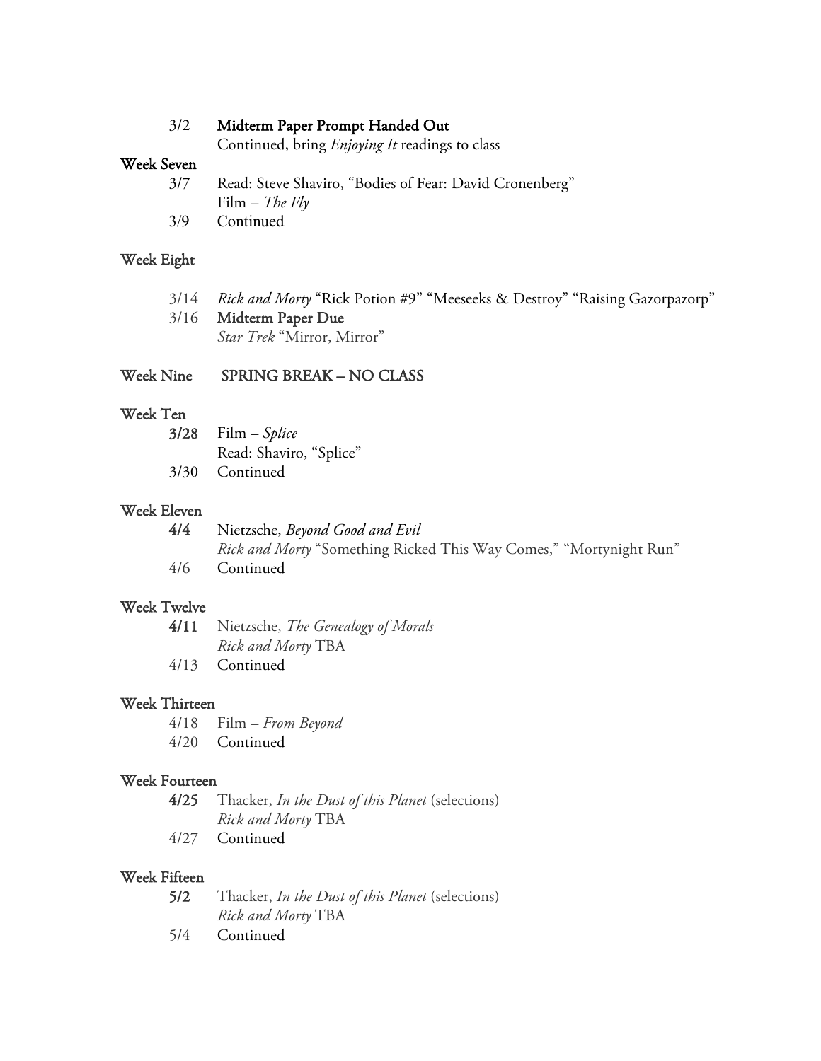3/2 **Midterm Paper Prompt Handed Out**
Continued, bring *Enjoying It* readings to class

### Week Seven

3/7 Read: Steve Shaviro, "Bodies of Fear: David Cronenberg"
Film – *The Fly*

3/9 Continued

### Week Eight

3/14 *Rick and Morty* "Rick Potion #9" "Meeseeks & Destroy" "Raising Gazorpazorp"

3/16 **Midterm Paper Due**
*Star Trek* "Mirror, Mirror"

### Week Nine SPRING BREAK – NO CLASS

### Week Ten

**3/28** Film – *Splice*
Read: Shaviro, "Splice"

3/30 Continued

### Week Eleven

**4/4** Nietzsche, *Beyond Good and Evil*
*Rick and Morty* "Something Ricked This Way Comes," "Mortynight Run"

4/6 Continued

### Week Twelve

**4/11** Nietzsche, *The Genealogy of Morals*
*Rick and Morty* TBA

4/13 Continued

### Week Thirteen

4/18 Film – *From Beyond*

4/20 Continued

### Week Fourteen

**4/25** Thacker, *In the Dust of this Planet* (selections)
*Rick and Morty* TBA

4/27 Continued

### Week Fifteen

**5/2** Thacker, *In the Dust of this Planet* (selections)
*Rick and Morty* TBA

5/4 Continued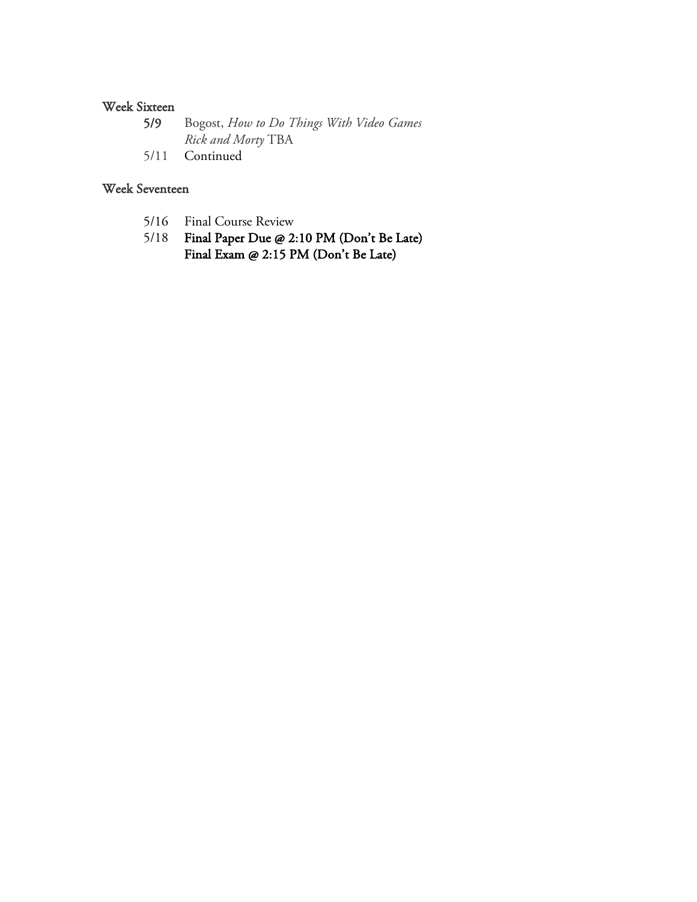### Week Sixteen

**5/9** Bogost, *How to Do Things With Video Games*
*Rick and Morty* TBA

5/11 Continued

### Week Seventeen

5/16 Final Course Review

5/18 **Final Paper Due @ 2:10 PM (Don't Be Late)**
**Final Exam @ 2:15 PM (Don't Be Late)**